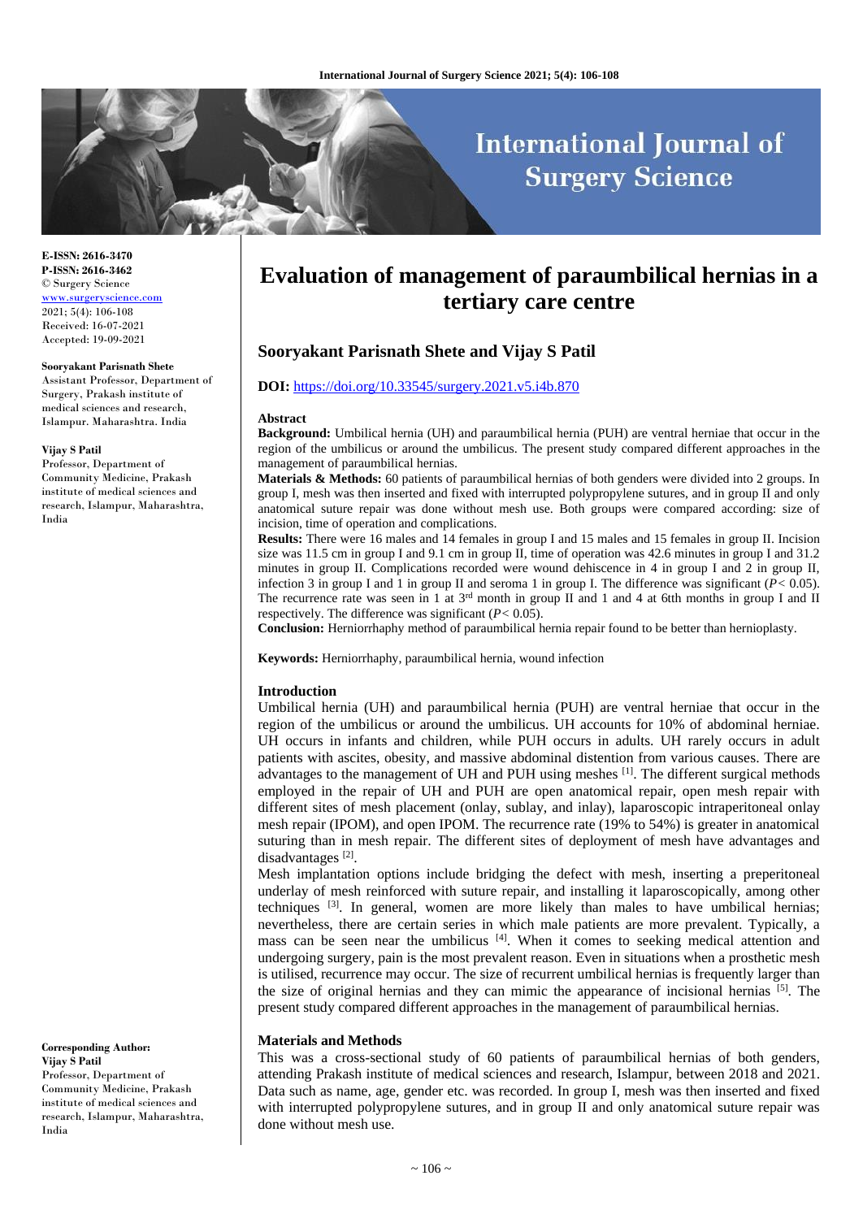# Evaluation of management of paraumbilical hernias in a tertiary care centre

**E-ISSN: 2616-3470**
**P-ISSN: 2616-3462**
© Surgery Science
www.surgeryscience.com
2021; 5(4): 106-108
Received: 16-07-2021
Accepted: 19-09-2021

**Sooryakant Parisnath Shete**
Assistant Professor, Department of Surgery, Prakash institute of medical sciences and research, Islampur. Maharashtra. India

**Vijay S Patil**
Professor, Department of Community Medicine, Prakash institute of medical sciences and research, Islampur, Maharashtra, India

**Corresponding Author:**
**Vijay S Patil**
Professor, Department of Community Medicine, Prakash institute of medical sciences and research, Islampur, Maharashtra, India

## Sooryakant Parisnath Shete and Vijay S Patil

**DOI:** https://doi.org/10.33545/surgery.2021.v5.i4b.870

### Abstract

**Background:** Umbilical hernia (UH) and paraumbilical hernia (PUH) are ventral herniae that occur in the region of the umbilicus or around the umbilicus. The present study compared different approaches in the management of paraumbilical hernias.

**Materials & Methods:** 60 patients of paraumbilical hernias of both genders were divided into 2 groups. In group I, mesh was then inserted and fixed with interrupted polypropylene sutures, and in group II and only anatomical suture repair was done without mesh use. Both groups were compared according: size of incision, time of operation and complications.

**Results:** There were 16 males and 14 females in group I and 15 males and 15 females in group II. Incision size was 11.5 cm in group I and 9.1 cm in group II, time of operation was 42.6 minutes in group I and 31.2 minutes in group II. Complications recorded were wound dehiscence in 4 in group I and 2 in group II, infection 3 in group I and 1 in group II and seroma 1 in group I. The difference was significant ($P< 0.05$). The recurrence rate was seen in 1 at 3rd month in group II and 1 and 4 at 6tth months in group I and II respectively. The difference was significant ($P< 0.05$).

**Conclusion:** Herniorrhaphy method of paraumbilical hernia repair found to be better than hernioplasty.

**Keywords:** Herniorrhaphy, paraumbilical hernia, wound infection

### Introduction

Umbilical hernia (UH) and paraumbilical hernia (PUH) are ventral herniae that occur in the region of the umbilicus or around the umbilicus. UH accounts for 10% of abdominal herniae. UH occurs in infants and children, while PUH occurs in adults. UH rarely occurs in adult patients with ascites, obesity, and massive abdominal distention from various causes. There are advantages to the management of UH and PUH using meshes [1]. The different surgical methods employed in the repair of UH and PUH are open anatomical repair, open mesh repair with different sites of mesh placement (onlay, sublay, and inlay), laparoscopic intraperitoneal onlay mesh repair (IPOM), and open IPOM. The recurrence rate (19% to 54%) is greater in anatomical suturing than in mesh repair. The different sites of deployment of mesh have advantages and disadvantages [2].

Mesh implantation options include bridging the defect with mesh, inserting a preperitoneal underlay of mesh reinforced with suture repair, and installing it laparoscopically, among other techniques [3]. In general, women are more likely than males to have umbilical hernias; nevertheless, there are certain series in which male patients are more prevalent. Typically, a mass can be seen near the umbilicus [4]. When it comes to seeking medical attention and undergoing surgery, pain is the most prevalent reason. Even in situations when a prosthetic mesh is utilised, recurrence may occur. The size of recurrent umbilical hernias is frequently larger than the size of original hernias and they can mimic the appearance of incisional hernias [5]. The present study compared different approaches in the management of paraumbilical hernias.

### Materials and Methods

This was a cross-sectional study of 60 patients of paraumbilical hernias of both genders, attending Prakash institute of medical sciences and research, Islampur, between 2018 and 2021. Data such as name, age, gender etc. was recorded. In group I, mesh was then inserted and fixed with interrupted polypropylene sutures, and in group II and only anatomical suture repair was done without mesh use.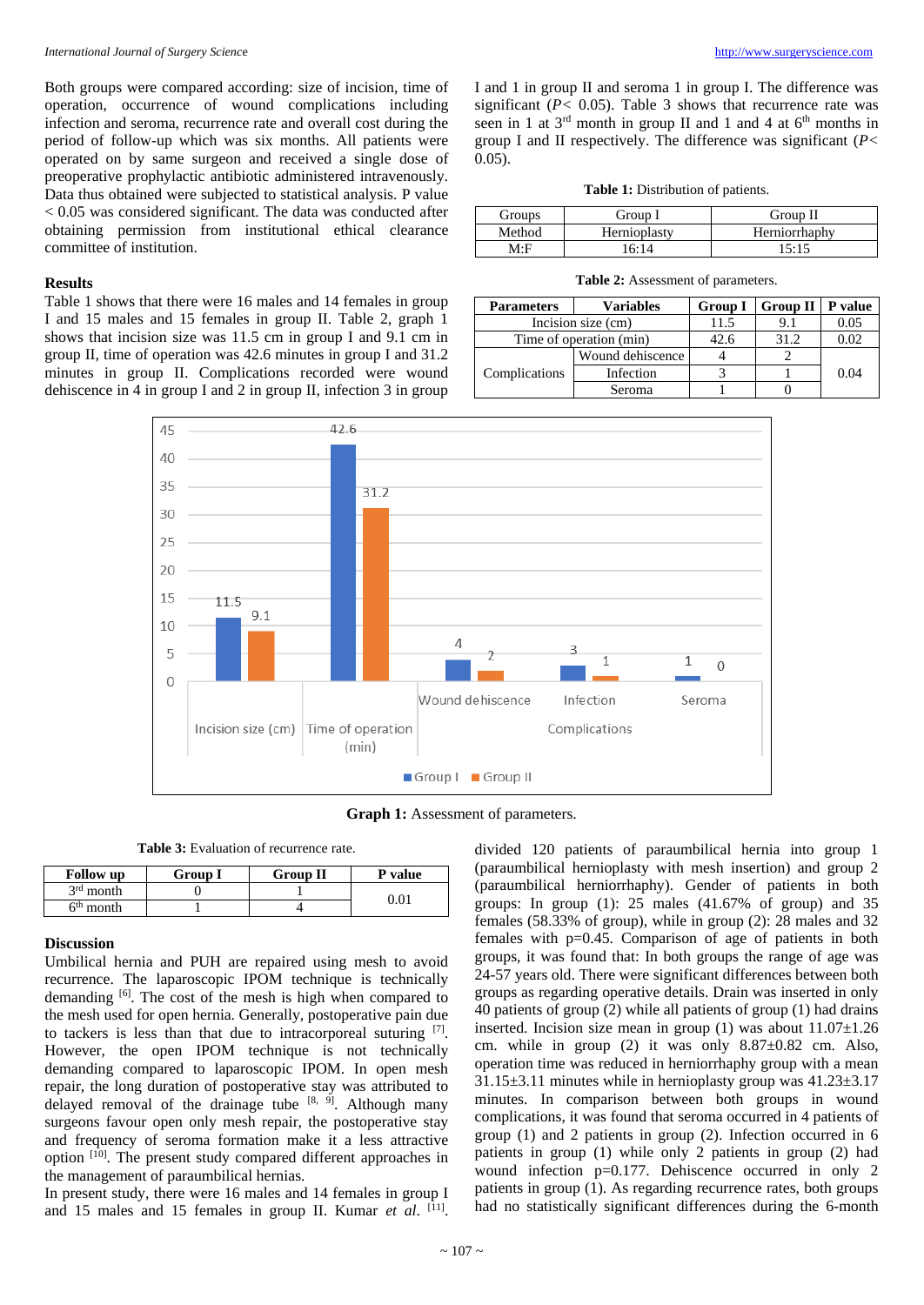Both groups were compared according: size of incision, time of operation, occurrence of wound complications including infection and seroma, recurrence rate and overall cost during the period of follow-up which was six months. All patients were operated on by same surgeon and received a single dose of preoperative prophylactic antibiotic administered intravenously. Data thus obtained were subjected to statistical analysis. P value < 0.05 was considered significant. The data was conducted after obtaining permission from institutional ethical clearance committee of institution.

## Results

Table 1 shows that there were 16 males and 14 females in group I and 15 males and 15 females in group II. Table 2, graph 1 shows that incision size was 11.5 cm in group I and 9.1 cm in group II, time of operation was 42.6 minutes in group I and 31.2 minutes in group II. Complications recorded were wound dehiscence in 4 in group I and 2 in group II, infection 3 in group I and 1 in group II and seroma 1 in group I. The difference was significant ($P < 0.05$). Table 3 shows that recurrence rate was seen in 1 at 3rd month in group II and 1 and 4 at 6th months in group I and II respectively. The difference was significant ($P < 0.05$).

**Table 1:** Distribution of patients.

| Groups | Group I | Group II |
|---|---|---|
| Method | Hernioplasty | Herniorrhaphy |
| M:F | 16:14 | 15:15 |

**Table 2:** Assessment of parameters.

| Parameters | Variables | Group I | Group II | P value |
|---|---|---|---|---|
| Incision size (cm) | | 11.5 | 9.1 | 0.05 |
| Time of operation (min) | | 42.6 | 31.2 | 0.02 |
| Complications | Wound dehiscence | 4 | 2 | 0.04 |
| | Infection | 3 | 1 | |
| | Seroma | 1 | 0 | |

| | Group I | Group II |
|---|---|---|
| Incision size (cm) | 11.5 | 9.1 |
| Time of operation (min) | 42.6 | 31.2 |
| Complications: Wound dehiscence | 4 | 2 |
| Complications: Infection | 3 | 1 |
| Complications: Seroma | 1 | 0 |

**Graph 1:** Assessment of parameters.

**Table 3:** Evaluation of recurrence rate.

| Follow up | Group I | Group II | P value |
|---|---|---|---|
| 3rd month | 0 | 1 | 0.01 |
| 6th month | 1 | 4 | |

## Discussion

Umbilical hernia and PUH are repaired using mesh to avoid recurrence. The laparoscopic IPOM technique is technically demanding [6]. The cost of the mesh is high when compared to the mesh used for open hernia. Generally, postoperative pain due to tackers is less than that due to intracorporeal suturing [7]. However, the open IPOM technique is not technically demanding compared to laparoscopic IPOM. In open mesh repair, the long duration of postoperative stay was attributed to delayed removal of the drainage tube [8, 9]. Although many surgeons favour open only mesh repair, the postoperative stay and frequency of seroma formation make it a less attractive option [10]. The present study compared different approaches in the management of paraumbilical hernias.

In present study, there were 16 males and 14 females in group I and 15 males and 15 females in group II. Kumar *et al.* [11]. divided 120 patients of paraumbilical hernia into group 1 (paraumbilical hernioplasty with mesh insertion) and group 2 (paraumbilical herniorrhaphy). Gender of patients in both groups: In group (1): 25 males (41.67% of group) and 35 females (58.33% of group), while in group (2): 28 males and 32 females with p=0.45. Comparison of age of patients in both groups, it was found that: In both groups the range of age was 24-57 years old. There were significant differences between both groups as regarding operative details. Drain was inserted in only 40 patients of group (2) while all patients of group (1) had drains inserted. Incision size mean in group (1) was about 11.07±1.26 cm. while in group (2) it was only 8.87±0.82 cm. Also, operation time was reduced in herniorrhaphy group with a mean 31.15±3.11 minutes while in hernioplasty group was 41.23±3.17 minutes. In comparison between both groups in wound complications, it was found that seroma occurred in 4 patients of group (1) and 2 patients in group (2). Infection occurred in 6 patients in group (1) while only 2 patients in group (2) had wound infection p=0.177. Dehiscence occurred in only 2 patients in group (1). As regarding recurrence rates, both groups had no statistically significant differences during the 6-month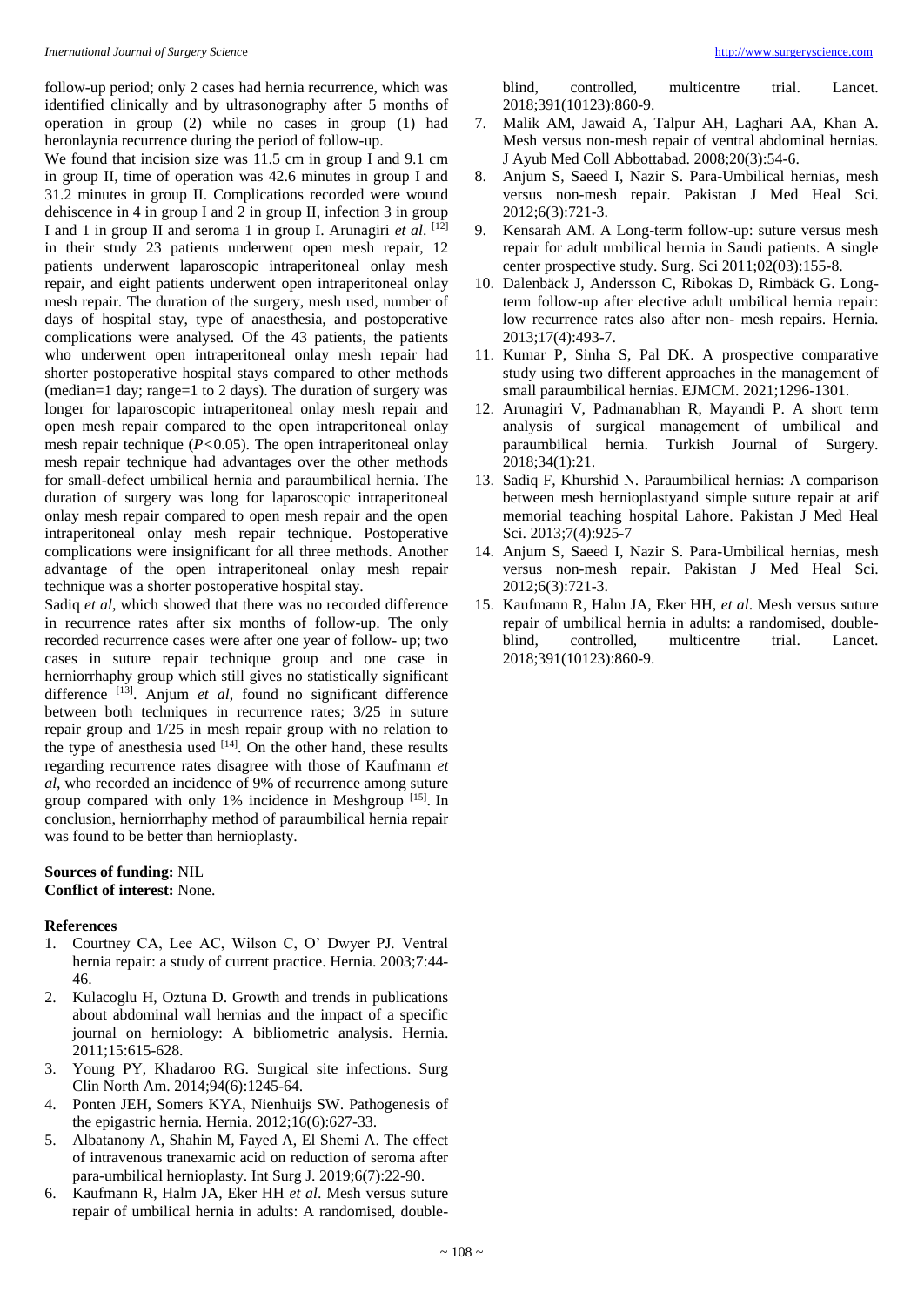follow-up period; only 2 cases had hernia recurrence, which was identified clinically and by ultrasonography after 5 months of operation in group (2) while no cases in group (1) had heronlaynia recurrence during the period of follow-up.

We found that incision size was 11.5 cm in group I and 9.1 cm in group II, time of operation was 42.6 minutes in group I and 31.2 minutes in group II. Complications recorded were wound dehiscence in 4 in group I and 2 in group II, infection 3 in group I and 1 in group II and seroma 1 in group I. Arunagiri *et al*. [12] in their study 23 patients underwent open mesh repair, 12 patients underwent laparoscopic intraperitoneal onlay mesh repair, and eight patients underwent open intraperitoneal onlay mesh repair. The duration of the surgery, mesh used, number of days of hospital stay, type of anaesthesia, and postoperative complications were analysed. Of the 43 patients, the patients who underwent open intraperitoneal onlay mesh repair had shorter postoperative hospital stays compared to other methods (median=1 day; range=1 to 2 days). The duration of surgery was longer for laparoscopic intraperitoneal onlay mesh repair and open mesh repair compared to the open intraperitoneal onlay mesh repair technique ($P<0.05$). The open intraperitoneal onlay mesh repair technique had advantages over the other methods for small-defect umbilical hernia and paraumbilical hernia. The duration of surgery was long for laparoscopic intraperitoneal onlay mesh repair compared to open mesh repair and the open intraperitoneal onlay mesh repair technique. Postoperative complications were insignificant for all three methods. Another advantage of the open intraperitoneal onlay mesh repair technique was a shorter postoperative hospital stay.

Sadiq *et al*, which showed that there was no recorded difference in recurrence rates after six months of follow-up. The only recorded recurrence cases were after one year of follow- up; two cases in suture repair technique group and one case in herniorrhaphy group which still gives no statistically significant difference [13]. Anjum *et al*, found no significant difference between both techniques in recurrence rates; 3/25 in suture repair group and 1/25 in mesh repair group with no relation to the type of anesthesia used [14]. On the other hand, these results regarding recurrence rates disagree with those of Kaufmann *et al*, who recorded an incidence of 9% of recurrence among suture group compared with only 1% incidence in Meshgroup [15]. In conclusion, herniorrhaphy method of paraumbilical hernia repair was found to be better than hernioplasty.

**Sources of funding:** NIL

**Conflict of interest:** None.

## References

1. Courtney CA, Lee AC, Wilson C, O' Dwyer PJ. Ventral hernia repair: a study of current practice. Hernia. 2003;7:44-46.
2. Kulacoglu H, Oztuna D. Growth and trends in publications about abdominal wall hernias and the impact of a specific journal on herniology: A bibliometric analysis. Hernia. 2011;15:615-628.
3. Young PY, Khadaroo RG. Surgical site infections. Surg Clin North Am. 2014;94(6):1245-64.
4. Ponten JEH, Somers KYA, Nienhuijs SW. Pathogenesis of the epigastric hernia. Hernia. 2012;16(6):627-33.
5. Albatanony A, Shahin M, Fayed A, El Shemi A. The effect of intravenous tranexamic acid on reduction of seroma after para-umbilical hernioplasty. Int Surg J. 2019;6(7):22-90.
6. Kaufmann R, Halm JA, Eker HH *et al*. Mesh versus suture repair of umbilical hernia in adults: A randomised, double-blind, controlled, multicentre trial. Lancet. 2018;391(10123):860-9.
7. Malik AM, Jawaid A, Talpur AH, Laghari AA, Khan A. Mesh versus non-mesh repair of ventral abdominal hernias. J Ayub Med Coll Abbottabad. 2008;20(3):54-6.
8. Anjum S, Saeed I, Nazir S. Para-Umbilical hernias, mesh versus non-mesh repair. Pakistan J Med Heal Sci. 2012;6(3):721-3.
9. Kensarah AM. A Long-term follow-up: suture versus mesh repair for adult umbilical hernia in Saudi patients. A single center prospective study. Surg. Sci 2011;02(03):155-8.
10. Dalenbäck J, Andersson C, Ribokas D, Rimbäck G. Long-term follow-up after elective adult umbilical hernia repair: low recurrence rates also after non- mesh repairs. Hernia. 2013;17(4):493-7.
11. Kumar P, Sinha S, Pal DK. A prospective comparative study using two different approaches in the management of small paraumbilical hernias. EJMCM. 2021;1296-1301.
12. Arunagiri V, Padmanabhan R, Mayandi P. A short term analysis of surgical management of umbilical and paraumbilical hernia. Turkish Journal of Surgery. 2018;34(1):21.
13. Sadiq F, Khurshid N. Paraumbilical hernias: A comparison between mesh hernioplastyand simple suture repair at arif memorial teaching hospital Lahore. Pakistan J Med Heal Sci. 2013;7(4):925-7
14. Anjum S, Saeed I, Nazir S. Para-Umbilical hernias, mesh versus non-mesh repair. Pakistan J Med Heal Sci. 2012;6(3):721-3.
15. Kaufmann R, Halm JA, Eker HH, *et al*. Mesh versus suture repair of umbilical hernia in adults: a randomised, double-blind, controlled, multicentre trial. Lancet. 2018;391(10123):860-9.